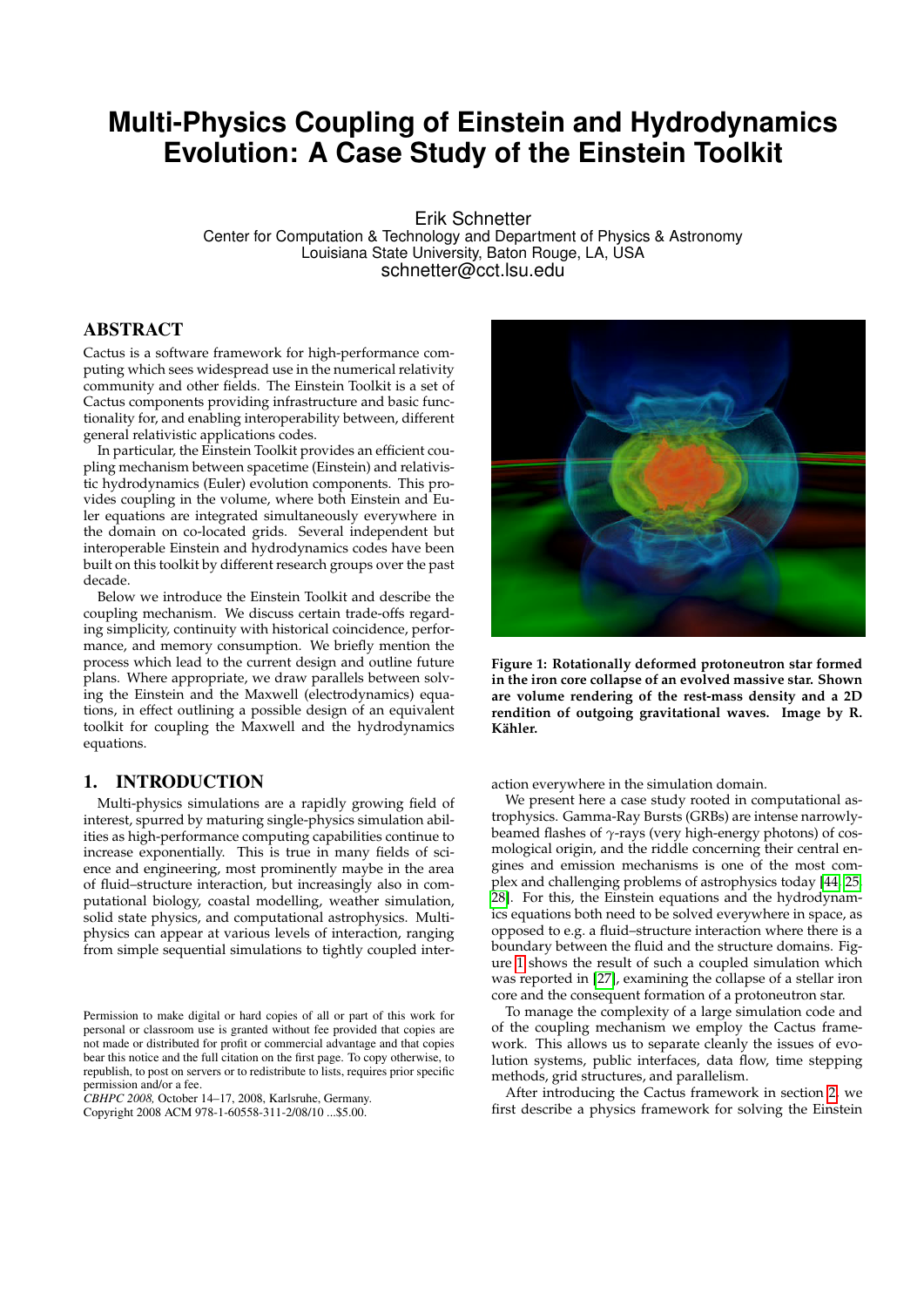# Multi-Physics Coupling of Einstein and Hydrodynamics Evolution: A Case Study of the Einstein Toolkit

Erik Schnetter
Center for Computation & Technology and Department of Physics & Astronomy
Louisiana State University, Baton Rouge, LA, USA
schnetter@cct.lsu.edu

## ABSTRACT

Cactus is a software framework for high-performance computing which sees widespread use in the numerical relativity community and other fields. The Einstein Toolkit is a set of Cactus components providing infrastructure and basic functionality for, and enabling interoperability between, different general relativistic applications codes.

In particular, the Einstein Toolkit provides an efficient coupling mechanism between spacetime (Einstein) and relativistic hydrodynamics (Euler) evolution components. This provides coupling in the volume, where both Einstein and Euler equations are integrated simultaneously everywhere in the domain on co-located grids. Several independent but interoperable Einstein and hydrodynamics codes have been built on this toolkit by different research groups over the past decade.

Below we introduce the Einstein Toolkit and describe the coupling mechanism. We discuss certain trade-offs regarding simplicity, continuity with historical coincidence, performance, and memory consumption. We briefly mention the process which lead to the current design and outline future plans. Where appropriate, we draw parallels between solving the Einstein and the Maxwell (electrodynamics) equations, in effect outlining a possible design of an equivalent toolkit for coupling the Maxwell and the hydrodynamics equations.

**Figure 1: Rotationally deformed protoneutron star formed in the iron core collapse of an evolved massive star. Shown are volume rendering of the rest-mass density and a 2D rendition of outgoing gravitational waves. Image by R. Kähler.**

## 1. INTRODUCTION

Multi-physics simulations are a rapidly growing field of interest, spurred by maturing single-physics simulation abilities as high-performance computing capabilities continue to increase exponentially. This is true in many fields of science and engineering, most prominently maybe in the area of fluid–structure interaction, but increasingly also in computational biology, coastal modelling, weather simulation, solid state physics, and computational astrophysics. Multi-physics can appear at various levels of interaction, ranging from simple sequential simulations to tightly coupled interaction everywhere in the simulation domain.

We present here a case study rooted in computational astrophysics. Gamma-Ray Bursts (GRBs) are intense narrowly-beamed flashes of $\gamma$-rays (very high-energy photons) of cosmological origin, and the riddle concerning their central engines and emission mechanisms is one of the most complex and challenging problems of astrophysics today [44, 25, 28]. For this, the Einstein equations and the hydrodynamics equations both need to be solved everywhere in space, as opposed to e.g. a fluid–structure interaction where there is a boundary between the fluid and the structure domains. Figure 1 shows the result of such a coupled simulation which was reported in [27], examining the collapse of a stellar iron core and the consequent formation of a protoneutron star.

To manage the complexity of a large simulation code and of the coupling mechanism we employ the Cactus framework. This allows us to separate cleanly the issues of evolution systems, public interfaces, data flow, time stepping methods, grid structures, and parallelism.

After introducing the Cactus framework in section 2, we first describe a physics framework for solving the Einstein

Permission to make digital or hard copies of all or part of this work for personal or classroom use is granted without fee provided that copies are not made or distributed for profit or commercial advantage and that copies bear this notice and the full citation on the first page. To copy otherwise, to republish, to post on servers or to redistribute to lists, requires prior specific permission and/or a fee.
*CBHPC 2008,* October 14–17, 2008, Karlsruhe, Germany.
Copyright 2008 ACM 978-1-60558-311-2/08/10 ...$5.00.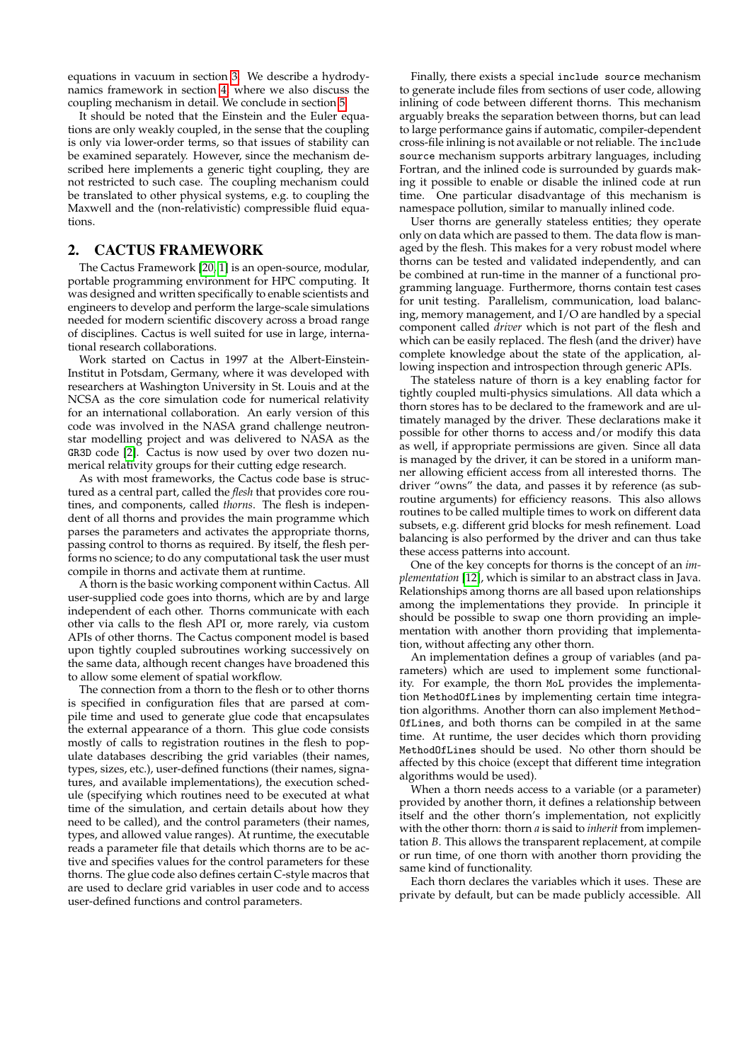equations in vacuum in section 3. We describe a hydrodynamics framework in section 4 where we also discuss the coupling mechanism in detail. We conclude in section 5.

It should be noted that the Einstein and the Euler equations are only weakly coupled, in the sense that the coupling is only via lower-order terms, so that issues of stability can be examined separately. However, since the mechanism described here implements a generic tight coupling, they are not restricted to such case. The coupling mechanism could be translated to other physical systems, e.g. to coupling the Maxwell and the (non-relativistic) compressible fluid equations.

## 2. CACTUS FRAMEWORK

The Cactus Framework [20, 1] is an open-source, modular, portable programming environment for HPC computing. It was designed and written specifically to enable scientists and engineers to develop and perform the large-scale simulations needed for modern scientific discovery across a broad range of disciplines. Cactus is well suited for use in large, international research collaborations.

Work started on Cactus in 1997 at the Albert-Einstein-Institut in Potsdam, Germany, where it was developed with researchers at Washington University in St. Louis and at the NCSA as the core simulation code for numerical relativity for an international collaboration. An early version of this code was involved in the NASA grand challenge neutron-star modelling project and was delivered to NASA as the `GR3D` code [2]. Cactus is now used by over two dozen numerical relativity groups for their cutting edge research.

As with most frameworks, the Cactus code base is structured as a central part, called the *flesh* that provides core routines, and components, called *thorns*. The flesh is independent of all thorns and provides the main programme which parses the parameters and activates the appropriate thorns, passing control to thorns as required. By itself, the flesh performs no science; to do any computational task the user must compile in thorns and activate them at runtime.

A thorn is the basic working component within Cactus. All user-supplied code goes into thorns, which are by and large independent of each other. Thorns communicate with each other via calls to the flesh API or, more rarely, via custom APIs of other thorns. The Cactus component model is based upon tightly coupled subroutines working successively on the same data, although recent changes have broadened this to allow some element of spatial workflow.

The connection from a thorn to the flesh or to other thorns is specified in configuration files that are parsed at compile time and used to generate glue code that encapsulates the external appearance of a thorn. This glue code consists mostly of calls to registration routines in the flesh to populate databases describing the grid variables (their names, types, sizes, etc.), user-defined functions (their names, signatures, and available implementations), the execution schedule (specifying which routines need to be executed at what time of the simulation, and certain details about how they need to be called), and the control parameters (their names, types, and allowed value ranges). At runtime, the executable reads a parameter file that details which thorns are to be active and specifies values for the control parameters for these thorns. The glue code also defines certain C-style macros that are used to declare grid variables in user code and to access user-defined functions and control parameters.

Finally, there exists a special `include source` mechanism to generate include files from sections of user code, allowing inlining of code between different thorns. This mechanism arguably breaks the separation between thorns, but can lead to large performance gains if automatic, compiler-dependent cross-file inlining is not available or not reliable. The `include source` mechanism supports arbitrary languages, including Fortran, and the inlined code is surrounded by guards making it possible to enable or disable the inlined code at run time. One particular disadvantage of this mechanism is namespace pollution, similar to manually inlined code.

User thorns are generally stateless entities; they operate only on data which are passed to them. The data flow is managed by the flesh. This makes for a very robust model where thorns can be tested and validated independently, and can be combined at run-time in the manner of a functional programming language. Furthermore, thorns contain test cases for unit testing. Parallelism, communication, load balancing, memory management, and I/O are handled by a special component called *driver* which is not part of the flesh and which can be easily replaced. The flesh (and the driver) have complete knowledge about the state of the application, allowing inspection and introspection through generic APIs.

The stateless nature of thorn is a key enabling factor for tightly coupled multi-physics simulations. All data which a thorn stores has to be declared to the framework and are ultimately managed by the driver. These declarations make it possible for other thorns to access and/or modify this data as well, if appropriate permissions are given. Since all data is managed by the driver, it can be stored in a uniform manner allowing efficient access from all interested thorns. The driver "owns" the data, and passes it by reference (as subroutine arguments) for efficiency reasons. This also allows routines to be called multiple times to work on different data subsets, e.g. different grid blocks for mesh refinement. Load balancing is also performed by the driver and can thus take these access patterns into account.

One of the key concepts for thorns is the concept of an *implementation* [12], which is similar to an abstract class in Java. Relationships among thorns are all based upon relationships among the implementations they provide. In principle it should be possible to swap one thorn providing an implementation with another thorn providing that implementation, without affecting any other thorn.

An implementation defines a group of variables (and parameters) which are used to implement some functionality. For example, the thorn `MoL` provides the implementation `MethodOfLines` by implementing certain time integration algorithms. Another thorn can also implement `MethodOfLines`, and both thorns can be compiled in at the same time. At runtime, the user decides which thorn providing `MethodOfLines` should be used. No other thorn should be affected by this choice (except that different time integration algorithms would be used).

When a thorn needs access to a variable (or a parameter) provided by another thorn, it defines a relationship between itself and the other thorn's implementation, not explicitly with the other thorn: thorn *a* is said to *inherit* from implementation *B*. This allows the transparent replacement, at compile or run time, of one thorn with another thorn providing the same kind of functionality.

Each thorn declares the variables which it uses. These are private by default, but can be made publicly accessible. All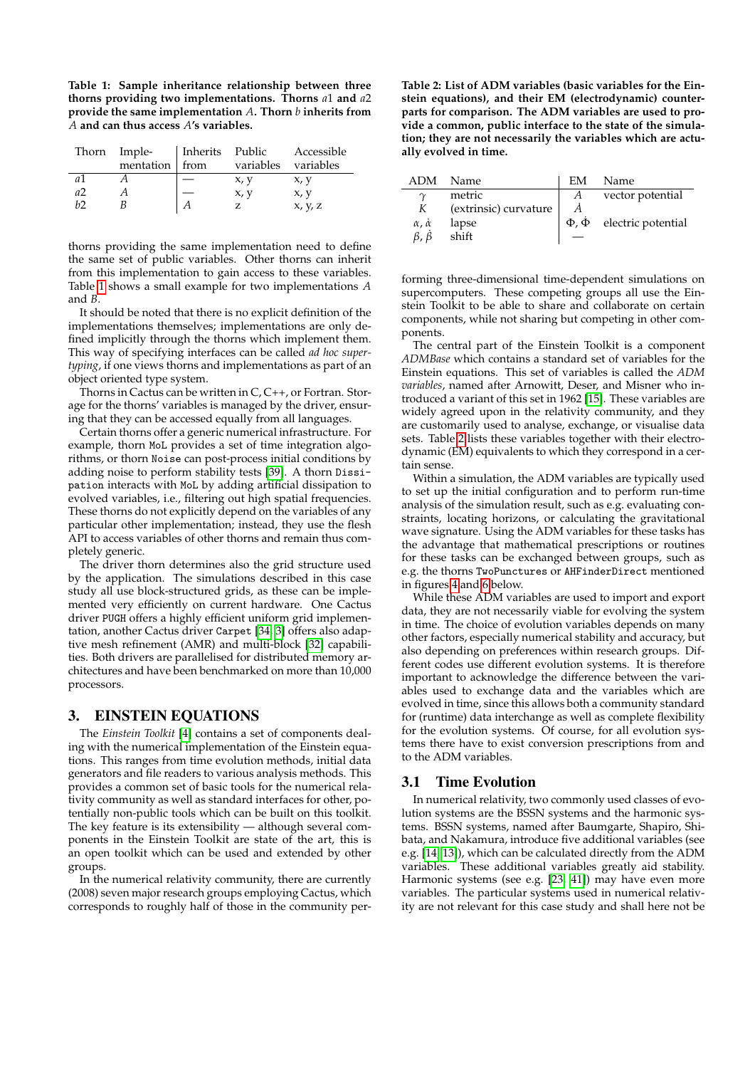**Table 1: Sample inheritance relationship between three thorns providing two implementations. Thorns $a1$ and $a2$ provide the same implementation $A$. Thorn $b$ inherits from $A$ and can thus access $A$'s variables.**

| Thorn | Implementation | Inherits from | Public variables | Accessible variables |
|---|---|---|---|---|
| $a1$ | $A$ | — | x, y | x, y |
| $a2$ | $A$ | — | x, y | x, y |
| $b2$ | $B$ | $A$ | z | x, y, z |

thorns providing the same implementation need to define the same set of public variables. Other thorns can inherit from this implementation to gain access to these variables. Table 1 shows a small example for two implementations $A$ and $B$.

It should be noted that there is no explicit definition of the implementations themselves; implementations are only defined implicitly through the thorns which implement them. This way of specifying interfaces can be called *ad hoc supertyping*, if one views thorns and implementations as part of an object oriented type system.

Thorns in Cactus can be written in C, C++, or Fortran. Storage for the thorns' variables is managed by the driver, ensuring that they can be accessed equally from all languages.

Certain thorns offer a generic numerical infrastructure. For example, thorn `MoL` provides a set of time integration algorithms, or thorn `Noise` can post-process initial conditions by adding noise to perform stability tests [39]. A thorn `Dissipation` interacts with `MoL` by adding artificial dissipation to evolved variables, i.e., filtering out high spatial frequencies. These thorns do not explicitly depend on the variables of any particular other implementation; instead, they use the flesh API to access variables of other thorns and remain thus completely generic.

The driver thorn determines also the grid structure used by the application. The simulations described in this case study all use block-structured grids, as these can be implemented very efficiently on current hardware. One Cactus driver `PUGH` offers a highly efficient uniform grid implementation, another Cactus driver `Carpet` [34, 3] offers also adaptive mesh refinement (AMR) and multi-block [32] capabilities. Both drivers are parallelised for distributed memory architectures and have been benchmarked on more than 10,000 processors.

## 3. EINSTEIN EQUATIONS

The *Einstein Toolkit* [4] contains a set of components dealing with the numerical implementation of the Einstein equations. This ranges from time evolution methods, initial data generators and file readers to various analysis methods. This provides a common set of basic tools for the numerical relativity community as well as standard interfaces for other, potentially non-public tools which can be built on this toolkit. The key feature is its extensibility — although several components in the Einstein Toolkit are state of the art, this is an open toolkit which can be used and extended by other groups.

In the numerical relativity community, there are currently (2008) seven major research groups employing Cactus, which corresponds to roughly half of those in the community performing three-dimensional time-dependent simulations on supercomputers. These competing groups all use the Einstein Toolkit to be able to share and collaborate on certain components, while not sharing but competing in other components.

**Table 2: List of ADM variables (basic variables for the Einstein equations), and their EM (electrodynamic) counterparts for comparison. The ADM variables are used to provide a common, public interface to the state of the simulation; they are not necessarily the variables which are actually evolved in time.**

| ADM | Name | EM | Name |
|---|---|---|---|
| $\gamma$ | metric | $A$ | vector potential |
| $K$ | (extrinsic) curvature | $\dot{A}$ | |
| $\alpha$, $\dot{\alpha}$ | lapse | $\Phi$, $\dot{\Phi}$ | electric potential |
| $\beta$, $\dot{\beta}$ | shift | — | |

The central part of the Einstein Toolkit is a component *ADMBase* which contains a standard set of variables for the Einstein equations. This set of variables is called the *ADM variables*, named after Arnowitt, Deser, and Misner who introduced a variant of this set in 1962 [15]. These variables are widely agreed upon in the relativity community, and they are customarily used to analyse, exchange, or visualise data sets. Table 2 lists these variables together with their electrodynamic (EM) equivalents to which they correspond in a certain sense.

Within a simulation, the ADM variables are typically used to set up the initial configuration and to perform run-time analysis of the simulation result, such as e.g. evaluating constraints, locating horizons, or calculating the gravitational wave signature. Using the ADM variables for these tasks has the advantage that mathematical prescriptions or routines for these tasks can be exchanged between groups, such as e.g. the thorns `TwoPunctures` or `AHFinderDirect` mentioned in figures 4 and 6 below.

While these ADM variables are used to import and export data, they are not necessarily viable for evolving the system in time. The choice of evolution variables depends on many other factors, especially numerical stability and accuracy, but also depending on preferences within research groups. Different codes use different evolution systems. It is therefore important to acknowledge the difference between the variables used to exchange data and the variables which are evolved in time, since this allows both a community standard for (runtime) data interchange as well as complete flexibility for the evolution systems. Of course, for all evolution systems there have to exist conversion prescriptions from and to the ADM variables.

### 3.1 Time Evolution

In numerical relativity, two commonly used classes of evolution systems are the BSSN systems and the harmonic systems. BSSN systems, named after Baumgarte, Shapiro, Shibata, and Nakamura, introduce five additional variables (see e.g. [14, 13]), which can be calculated directly from the ADM variables. These additional variables greatly aid stability. Harmonic systems (see e.g. [23, 41]) may have even more variables. The particular systems used in numerical relativity are not relevant for this case study and shall here not be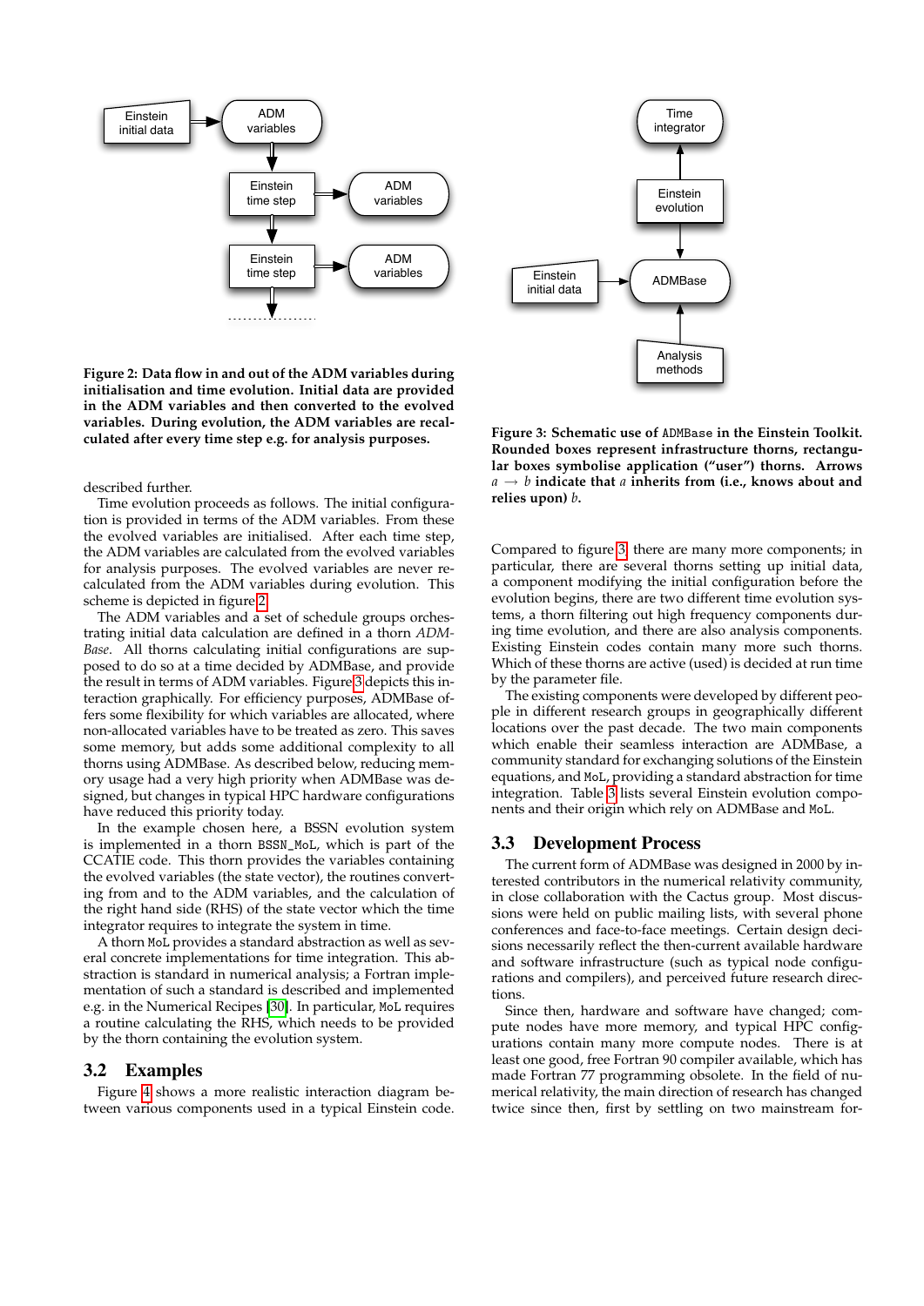**Figure 2: Data flow in and out of the ADM variables during initialisation and time evolution. Initial data are provided in the ADM variables and then converted to the evolved variables. During evolution, the ADM variables are recalculated after every time step e.g. for analysis purposes.**

described further.

Time evolution proceeds as follows. The initial configuration is provided in terms of the ADM variables. From these the evolved variables are initialised. After each time step, the ADM variables are calculated from the evolved variables for analysis purposes. The evolved variables are never recalculated from the ADM variables during evolution. This scheme is depicted in figure 2.

The ADM variables and a set of schedule groups orchestrating initial data calculation are defined in a thorn *ADMBase*. All thorns calculating initial configurations are supposed to do so at a time decided by ADMBase, and provide the result in terms of ADM variables. Figure 3 depicts this interaction graphically. For efficiency purposes, ADMBase offers some flexibility for which variables are allocated, where non-allocated variables have to be treated as zero. This saves some memory, but adds some additional complexity to all thorns using ADMBase. As described below, reducing memory usage had a very high priority when ADMBase was designed, but changes in typical HPC hardware configurations have reduced this priority today.

In the example chosen here, a BSSN evolution system is implemented in a thorn `BSSN_MoL`, which is part of the CCATIE code. This thorn provides the variables containing the evolved variables (the state vector), the routines converting from and to the ADM variables, and the calculation of the right hand side (RHS) of the state vector which the time integrator requires to integrate the system in time.

A thorn `MoL` provides a standard abstraction as well as several concrete implementations for time integration. This abstraction is standard in numerical analysis; a Fortran implementation of such a standard is described and implemented e.g. in the Numerical Recipes [30]. In particular, `MoL` requires a routine calculating the RHS, which needs to be provided by the thorn containing the evolution system.

## 3.2 Examples

Figure 4 shows a more realistic interaction diagram between various components used in a typical Einstein code.

**Figure 3: Schematic use of `ADMBase` in the Einstein Toolkit. Rounded boxes represent infrastructure thorns, rectangular boxes symbolise application ("user") thorns. Arrows $a \rightarrow b$ indicate that $a$ inherits from (i.e., knows about and relies upon) $b$.**

Compared to figure 3, there are many more components; in particular, there are several thorns setting up initial data, a component modifying the initial configuration before the evolution begins, there are two different time evolution systems, a thorn filtering out high frequency components during time evolution, and there are also analysis components. Existing Einstein codes contain many more such thorns. Which of these thorns are active (used) is decided at run time by the parameter file.

The existing components were developed by different people in different research groups in geographically different locations over the past decade. The two main components which enable their seamless interaction are ADMBase, a community standard for exchanging solutions of the Einstein equations, and `MoL`, providing a standard abstraction for time integration. Table 3 lists several Einstein evolution components and their origin which rely on ADMBase and `MoL`.

## 3.3 Development Process

The current form of ADMBase was designed in 2000 by interested contributors in the numerical relativity community, in close collaboration with the Cactus group. Most discussions were held on public mailing lists, with several phone conferences and face-to-face meetings. Certain design decisions necessarily reflect the then-current available hardware and software infrastructure (such as typical node configurations and compilers), and perceived future research directions.

Since then, hardware and software have changed; compute nodes have more memory, and typical HPC configurations contain many more compute nodes. There is at least one good, free Fortran 90 compiler available, which has made Fortran 77 programming obsolete. In the field of numerical relativity, the main direction of research has changed twice since then, first by settling on two mainstream for-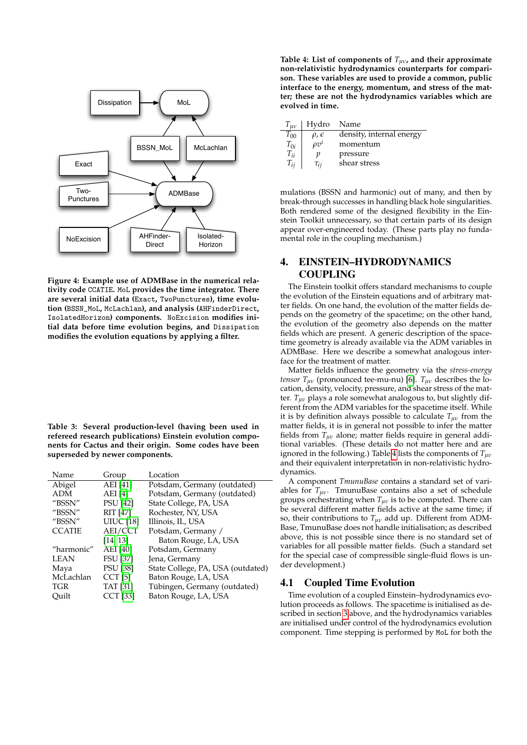Figure 4: Example use of ADMBase in the numerical relativity code CCATIE. MoL provides the time integrator. There are several initial data (Exact, TwoPunctures), time evolution (BSSN_MoL, McLachlan), and analysis (AHFinderDirect, IsolatedHorizon) components. NoExcision modifies initial data before time evolution begins, and Dissipation modifies the evolution equations by applying a filter.

Table 3: Several production-level (having been used in refereed research publications) Einstein evolution components for Cactus and their origin. Some codes have been superseded by newer components.

| Name | Group | Location |
|---|---|---|
| Abigel | AEI [41] | Potsdam, Germany (outdated) |
| ADM | AEI [4] | Potsdam, Germany (outdated) |
| "BSSN" | PSU [42] | State College, PA, USA |
| "BSSN" | RIT [47] | Rochester, NY, USA |
| "BSSN" | UIUC [18] | Illinois, IL, USA |
| CCATIE | AEI/CCT [14, 13] | Potsdam, Germany / Baton Rouge, LA, USA |
| "harmonic" | AEI [40] | Potsdam, Germany |
| LEAN | FSU [37] | Jena, Germany |
| Maya | PSU [38] | State College, PA, USA (outdated) |
| McLachlan | CCT [5] | Baton Rouge, LA, USA |
| TGR | TAT [31] | Tübingen, Germany (outdated) |
| Quilt | CCT [33] | Baton Rouge, LA, USA |

Table 4: List of components of $T_{\mu\nu}$, and their approximate non-relativistic hydrodynamics counterparts for comparison. These variables are used to provide a common, public interface to the energy, momentum, and stress of the matter; these are not the hydrodynamics variables which are evolved in time.

| $T_{\mu\nu}$ | Hydro | Name |
|---|---|---|
| $T_{00}$ | $\rho$, $\epsilon$ | density, internal energy |
| $T_{0i}$ | $\rho v^i$ | momentum |
| $T_{ii}$ | $p$ | pressure |
| $T_{ij}$ | $\tau_{ij}$ | shear stress |

mulations (BSSN and harmonic) out of many, and then by break-through successes in handling black hole singularities. Both rendered some of the designed flexibility in the Einstein Toolkit unnecessary, so that certain parts of its design appear over-engineered today. (These parts play no fundamental role in the coupling mechanism.)

# 4. EINSTEIN–HYDRODYNAMICS COUPLING

The Einstein toolkit offers standard mechanisms to couple the evolution of the Einstein equations and of arbitrary matter fields. On one hand, the evolution of the matter fields depends on the geometry of the spacetime; on the other hand, the evolution of the geometry also depends on the matter fields which are present. A generic description of the spacetime geometry is already available via the ADM variables in ADMBase. Here we describe a somewhat analogous interface for the treatment of matter.

Matter fields influence the geometry via the *stress-energy tensor* $T_{\mu\nu}$ (pronounced tee-mu-nu) [6]. $T_{\mu\nu}$ describes the location, density, velocity, pressure, and shear stress of the matter. $T_{\mu\nu}$ plays a role somewhat analogous to, but slightly different from the ADM variables for the spacetime itself. While it is by definition always possible to calculate $T_{\mu\nu}$ from the matter fields, it is in general not possible to infer the matter fields from $T_{\mu\nu}$ alone; matter fields require in general additional variables. (These details do not matter here and are ignored in the following.) Table 4 lists the components of $T_{\mu\nu}$ and their equivalent interpretation in non-relativistic hydrodynamics.

A component *TmunuBase* contains a standard set of variables for $T_{\mu\nu}$. TmunuBase contains also a set of schedule groups orchestrating when $T_{\mu\nu}$ is to be computed. There can be several different matter fields active at the same time; if so, their contributions to $T_{\mu\nu}$ add up. Different from ADMBase, TmunuBase does not handle initialisation; as described above, this is not possible since there is no standard set of variables for all possible matter fields. (Such a standard set for the special case of compressible single-fluid flows is under development.)

## 4.1 Coupled Time Evolution

Time evolution of a coupled Einstein–hydrodynamics evolution proceeds as follows. The spacetime is initialised as described in section 3 above, and the hydrodynamics variables are initialised under control of the hydrodynamics evolution component. Time stepping is performed by MoL for both the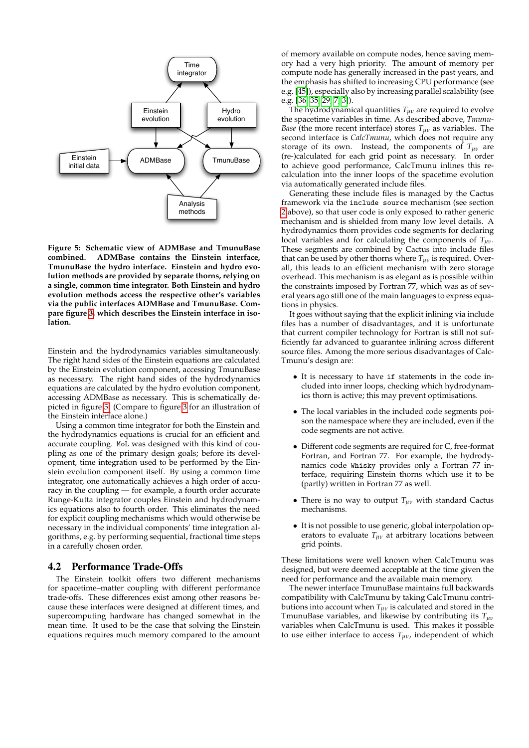Figure 5: Schematic view of ADMBase and TmunuBase combined. ADMBase contains the Einstein interface, TmunuBase the hydro interface. Einstein and hydro evolution methods are provided by separate thorns, relying on a single, common time integrator. Both Einstein and hydro evolution methods access the respective other's variables via the public interfaces ADMBase and TmunuBase. Compare figure 3, which describes the Einstein interface in isolation.

Einstein and the hydrodynamics variables simultaneously. The right hand sides of the Einstein equations are calculated by the Einstein evolution component, accessing TmunuBase as necessary. The right hand sides of the hydrodynamics equations are calculated by the hydro evolution component, accessing ADMBase as necessary. This is schematically depicted in figure 5. (Compare to figure 3 for an illustration of the Einstein interface alone.)

Using a common time integrator for both the Einstein and the hydrodynamics equations is crucial for an efficient and accurate coupling. `MoL` was designed with this kind of coupling as one of the primary design goals; before its development, time integration used to be performed by the Einstein evolution component itself. By using a common time integrator, one automatically achieves a high order of accuracy in the coupling — for example, a fourth order accurate Runge-Kutta integrator couples Einstein and hydrodynamics equations also to fourth order. This eliminates the need for explicit coupling mechanisms which would otherwise be necessary in the individual components' time integration algorithms, e.g. by performing sequential, fractional time steps in a carefully chosen order.

### 4.2 Performance Trade-Offs

The Einstein toolkit offers two different mechanisms for spacetime–matter coupling with different performance trade-offs. These differences exist among other reasons because these interfaces were designed at different times, and supercomputing hardware has changed somewhat in the mean time. It used to be the case that solving the Einstein equations requires much memory compared to the amount of memory available on compute nodes, hence saving memory had a very high priority. The amount of memory per compute node has generally increased in the past years, and the emphasis has shifted to increasing CPU performance (see e.g. [45]), especially also by increasing parallel scalability (see e.g. [36, 35, 29, 7, 3]).

The hydrodynamical quantities $T_{\mu\nu}$ are required to evolve the spacetime variables in time. As described above, *TmunuBase* (the more recent interface) stores $T_{\mu\nu}$ as variables. The second interface is *CalcTmunu*, which does not require any storage of its own. Instead, the components of $T_{\mu\nu}$ are (re-)calculated for each grid point as necessary. In order to achieve good performance, CalcTmunu inlines this recalculation into the inner loops of the spacetime evolution via automatically generated include files.

Generating these include files is managed by the Cactus framework via the `include source` mechanism (see section 2 above), so that user code is only exposed to rather generic mechanism and is shielded from many low level details. A hydrodynamics thorn provides code segments for declaring local variables and for calculating the components of $T_{\mu\nu}$. These segments are combined by Cactus into include files that can be used by other thorns where $T_{\mu\nu}$ is required. Overall, this leads to an efficient mechanism with zero storage overhead. This mechanism is as elegant as is possible within the constraints imposed by Fortran 77, which was as of several years ago still one of the main languages to express equations in physics.

It goes without saying that the explicit inlining via include files has a number of disadvantages, and it is unfortunate that current compiler technology for Fortran is still not sufficiently far advanced to guarantee inlining across different source files. Among the more serious disadvantages of CalcTmunu's design are:

- It is necessary to have `if` statements in the code included into inner loops, checking which hydrodynamics thorn is active; this may prevent optimisations.
- The local variables in the included code segments poison the namespace where they are included, even if the code segments are not active.
- Different code segments are required for C, free-format Fortran, and Fortran 77. For example, the hydrodynamics code `Whisky` provides only a Fortran 77 interface, requiring Einstein thorns which use it to be (partly) written in Fortran 77 as well.
- There is no way to output $T_{\mu\nu}$ with standard Cactus mechanisms.
- It is not possible to use generic, global interpolation operators to evaluate $T_{\mu\nu}$ at arbitrary locations between grid points.

These limitations were well known when CalcTmunu was designed, but were deemed acceptable at the time given the need for performance and the available main memory.

The newer interface TmunuBase maintains full backwards compatibility with CalcTmunu by taking CalcTmunu contributions into account when $T_{\mu\nu}$ is calculated and stored in the TmunuBase variables, and likewise by contributing its $T_{\mu\nu}$ variables when CalcTmunu is used. This makes it possible to use either interface to access $T_{\mu\nu}$, independent of which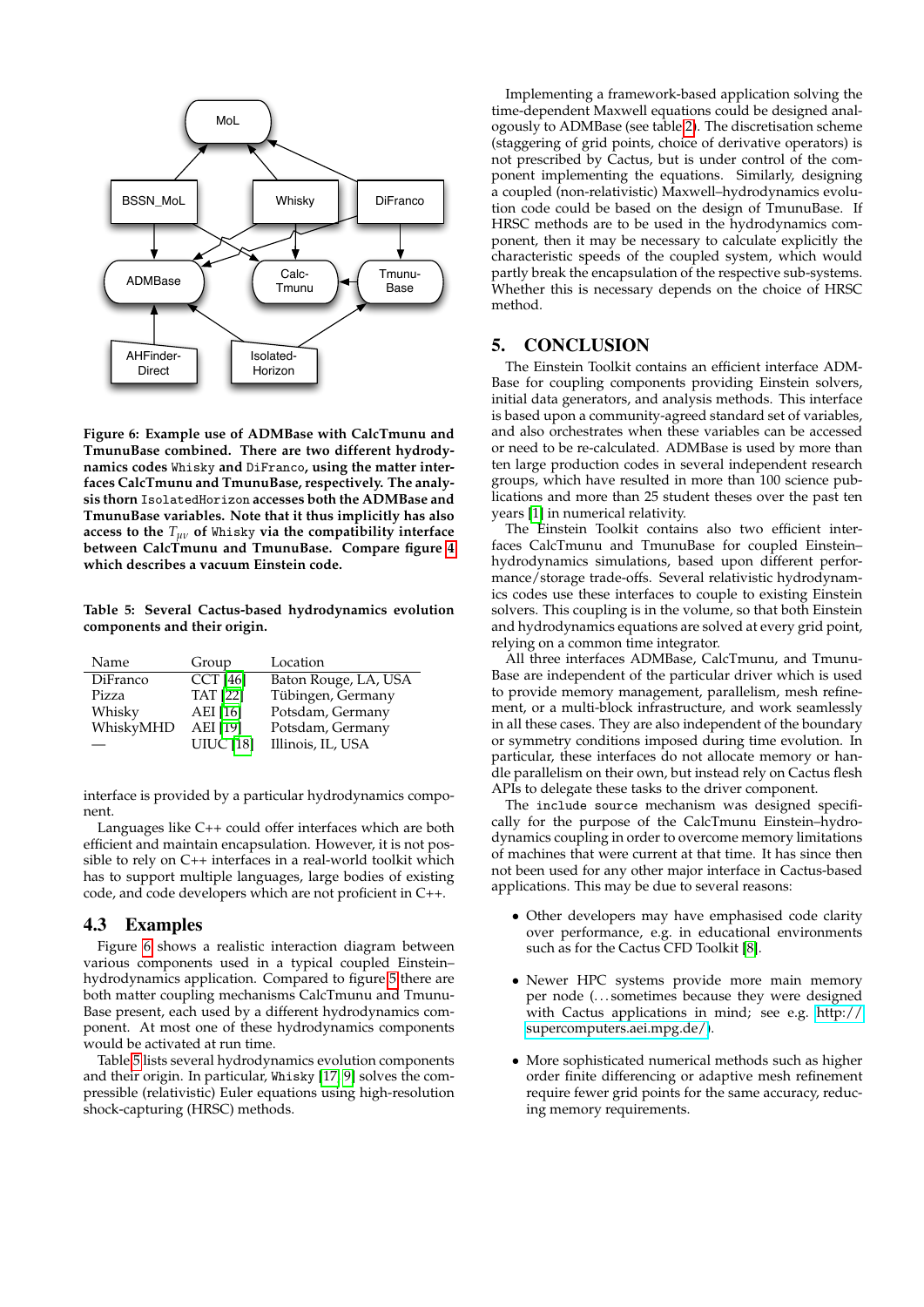**Figure 6: Example use of ADMBase with CalcTmunu and TmunuBase combined. There are two different hydrodynamics codes `Whisky` and `DiFranco`, using the matter interfaces CalcTmunu and TmunuBase, respectively. The analysis thorn `IsolatedHorizon` accesses both the ADMBase and TmunuBase variables. Note that it thus implicitly has also access to the $T_{\mu\nu}$ of `Whisky` via the compatibility interface between CalcTmunu and TmunuBase. Compare figure 4 which describes a vacuum Einstein code.**

**Table 5: Several Cactus-based hydrodynamics evolution components and their origin.**

| Name | Group | Location |
|---|---|---|
| DiFranco | CCT [46] | Baton Rouge, LA, USA |
| Pizza | TAT [22] | Tübingen, Germany |
| Whisky | AEI [16] | Potsdam, Germany |
| WhiskyMHD | AEI [19] | Potsdam, Germany |
| — | UIUC [18] | Illinois, IL, USA |

interface is provided by a particular hydrodynamics component.

Languages like C++ could offer interfaces which are both efficient and maintain encapsulation. However, it is not possible to rely on C++ interfaces in a real-world toolkit which has to support multiple languages, large bodies of existing code, and code developers which are not proficient in C++.

## 4.3 Examples

Figure 6 shows a realistic interaction diagram between various components used in a typical coupled Einstein–hydrodynamics application. Compared to figure 5 there are both matter coupling mechanisms CalcTmunu and TmunuBase present, each used by a different hydrodynamics component. At most one of these hydrodynamics components would be activated at run time.

Table 5 lists several hydrodynamics evolution components and their origin. In particular, `Whisky` [17, 9] solves the compressible (relativistic) Euler equations using high-resolution shock-capturing (HRSC) methods.

Implementing a framework-based application solving the time-dependent Maxwell equations could be designed analogously to ADMBase (see table 2). The discretisation scheme (staggering of grid points, choice of derivative operators) is not prescribed by Cactus, but is under control of the component implementing the equations. Similarly, designing a coupled (non-relativistic) Maxwell–hydrodynamics evolution code could be based on the design of TmunuBase. If HRSC methods are to be used in the hydrodynamics component, then it may be necessary to calculate explicitly the characteristic speeds of the coupled system, which would partly break the encapsulation of the respective sub-systems. Whether this is necessary depends on the choice of HRSC method.

# 5. CONCLUSION

The Einstein Toolkit contains an efficient interface ADMBase for coupling components providing Einstein solvers, initial data generators, and analysis methods. This interface is based upon a community-agreed standard set of variables, and also orchestrates when these variables can be accessed or need to be re-calculated. ADMBase is used by more than ten large production codes in several independent research groups, which have resulted in more than 100 science publications and more than 25 student theses over the past ten years [1] in numerical relativity.

The Einstein Toolkit contains also two efficient interfaces CalcTmunu and TmunuBase for coupled Einstein–hydrodynamics simulations, based upon different performance/storage trade-offs. Several relativistic hydrodynamics codes use these interfaces to couple to existing Einstein solvers. This coupling is in the volume, so that both Einstein and hydrodynamics equations are solved at every grid point, relying on a common time integrator.

All three interfaces ADMBase, CalcTmunu, and TmunuBase are independent of the particular driver which is used to provide memory management, parallelism, mesh refinement, or a multi-block infrastructure, and work seamlessly in all these cases. They are also independent of the boundary or symmetry conditions imposed during time evolution. In particular, these interfaces do not allocate memory or handle parallelism on their own, but instead rely on Cactus flesh APIs to delegate these tasks to the driver component.

The `include source` mechanism was designed specifically for the purpose of the CalcTmunu Einstein–hydrodynamics coupling in order to overcome memory limitations of machines that were current at that time. It has since then not been used for any other major interface in Cactus-based applications. This may be due to several reasons:

- Other developers may have emphasised code clarity over performance, e.g. in educational environments such as for the Cactus CFD Toolkit [8].
- Newer HPC systems provide more main memory per node (…sometimes because they were designed with Cactus applications in mind; see e.g. http://supercomputers.aei.mpg.de/).
- More sophisticated numerical methods such as higher order finite differencing or adaptive mesh refinement require fewer grid points for the same accuracy, reducing memory requirements.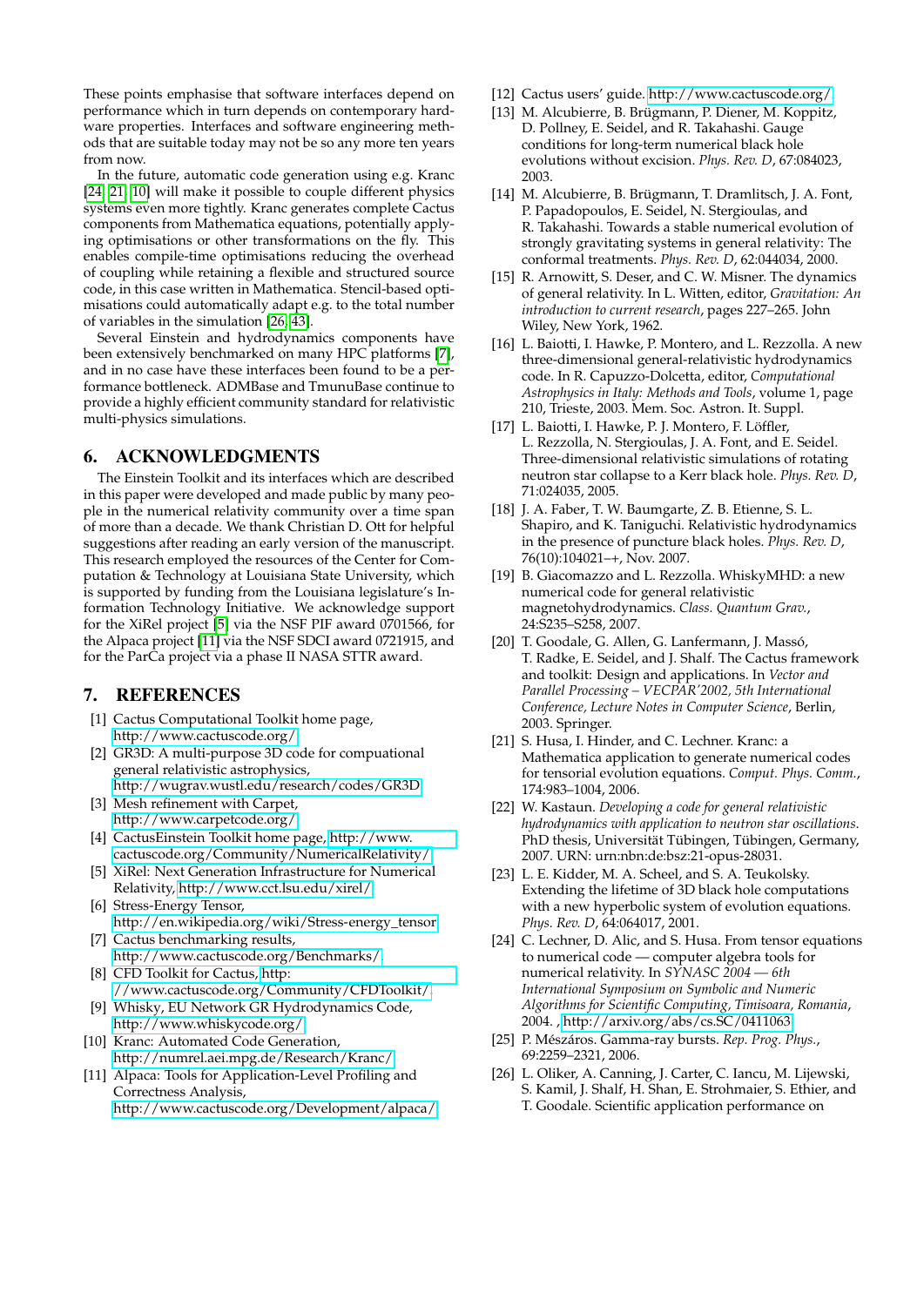These points emphasise that software interfaces depend on performance which in turn depends on contemporary hardware properties. Interfaces and software engineering methods that are suitable today may not be so any more years from now.

In the future, automatic code generation using e.g. Kranc [24, 21, 10] will make it possible to couple different physics systems even more tightly. Kranc generates complete Cactus components from Mathematica equations, potentially applying optimisations or other transformations on the fly. This enables compile-time optimisations reducing the overhead of coupling while retaining a flexible and structured source code, in this case written in Mathematica. Stencil-based optimisations could automatically adapt e.g. to the total number of variables in the simulation [26, 43].

Several Einstein and hydrodynamics components have been extensively benchmarked on many HPC platforms [7], and in no case have these interfaces been found to be a performance bottleneck. ADMBase and TmunuBase continue to provide a highly efficient community standard for relativistic multi-physics simulations.

## 6. ACKNOWLEDGMENTS

The Einstein Toolkit and its interfaces which are described in this paper were developed and made public by many people in the numerical relativity community over a time span of more than a decade. We thank Christian D. Ott for helpful suggestions after reading an early version of the manuscript. This research employed the resources of the Center for Computation & Technology at Louisiana State University, which is supported by funding from the Louisiana legislature's Information Technology Initiative. We acknowledge support for the XiRel project [5] via the NSF PIF award 0701566, for the Alpaca project [11] via the NSF SDCI award 0721915, and for the ParCa project via a phase II NASA STTR award.

## 7. REFERENCES

[1] Cactus Computational Toolkit home page, http://www.cactuscode.org/.

[2] GR3D: A multi-purpose 3D code for compuational general relativistic astrophysics, http://wugrav.wustl.edu/research/codes/GR3D.

[3] Mesh refinement with Carpet, http://www.carpetcode.org/.

[4] CactusEinstein Toolkit home page, http://www.cactuscode.org/Community/NumericalRelativity/.

[5] XiRel: Next Generation Infrastructure for Numerical Relativity, http://www.cct.lsu.edu/xirel/.

[6] Stress-Energy Tensor, http://en.wikipedia.org/wiki/Stress-energy_tensor.

[7] Cactus benchmarking results, http://www.cactuscode.org/Benchmarks/.

[8] CFD Toolkit for Cactus, http://www.cactuscode.org/Community/CFDToolkit/.

[9] Whisky, EU Network GR Hydrodynamics Code, http://www.whiskycode.org/.

[10] Kranc: Automated Code Generation, http://numrel.aei.mpg.de/Research/Kranc/.

[11] Alpaca: Tools for Application-Level Profiling and Correctness Analysis, http://www.cactuscode.org/Development/alpaca/.

[12] Cactus users' guide. http://www.cactuscode.org/.

[13] M. Alcubierre, B. Brügmann, P. Diener, M. Koppitz, D. Pollney, E. Seidel, and R. Takahashi. Gauge conditions for long-term numerical black hole evolutions without excision. *Phys. Rev. D*, 67:084023, 2003.

[14] M. Alcubierre, B. Brügmann, T. Dramlitsch, J. A. Font, P. Papadopoulos, E. Seidel, N. Stergioulas, and R. Takahashi. Towards a stable numerical evolution of strongly gravitating systems in general relativity: The conformal treatments. *Phys. Rev. D*, 62:044034, 2000.

[15] R. Arnowitt, S. Deser, and C. W. Misner. The dynamics of general relativity. In L. Witten, editor, *Gravitation: An introduction to current research*, pages 227–265. John Wiley, New York, 1962.

[16] L. Baiotti, I. Hawke, P. Montero, and L. Rezzolla. A new three-dimensional general-relativistic hydrodynamics code. In R. Capuzzo-Dolcetta, editor, *Computational Astrophysics in Italy: Methods and Tools*, volume 1, page 210, Trieste, 2003. Mem. Soc. Astron. It. Suppl.

[17] L. Baiotti, I. Hawke, P. J. Montero, F. Löffler, L. Rezzolla, N. Stergioulas, J. A. Font, and E. Seidel. Three-dimensional relativistic simulations of rotating neutron star collapse to a Kerr black hole. *Phys. Rev. D*, 71:024035, 2005.

[18] J. A. Faber, T. W. Baumgarte, Z. B. Etienne, S. L. Shapiro, and K. Taniguchi. Relativistic hydrodynamics in the presence of puncture black holes. *Phys. Rev. D*, 76(10):104021–+, Nov. 2007.

[19] B. Giacomazzo and L. Rezzolla. WhiskyMHD: a new numerical code for general relativistic magnetohydrodynamics. *Class. Quantum Grav.*, 24:S235–S258, 2007.

[20] T. Goodale, G. Allen, G. Lanfermann, J. Massó, T. Radke, E. Seidel, and J. Shalf. The Cactus framework and toolkit: Design and applications. In *Vector and Parallel Processing – VECPAR'2002, 5th International Conference, Lecture Notes in Computer Science*, Berlin, 2003. Springer.

[21] S. Husa, I. Hinder, and C. Lechner. Kranc: a Mathematica application to generate numerical codes for tensorial evolution equations. *Comput. Phys. Comm.*, 174:983–1004, 2006.

[22] W. Kastaun. *Developing a code for general relativistic hydrodynamics with application to neutron star oscillations*. PhD thesis, Universität Tübingen, Tübingen, Germany, 2007. URN: urn:nbn:de:bsz:21-opus-28031.

[23] L. E. Kidder, M. A. Scheel, and S. A. Teukolsky. Extending the lifetime of 3D black hole computations with a new hyperbolic system of evolution equations. *Phys. Rev. D*, 64:064017, 2001.

[24] C. Lechner, D. Alic, and S. Husa. From tensor equations to numerical code — computer algebra tools for numerical relativity. In *SYNASC 2004 — 6th International Symposium on Symbolic and Numeric Algorithms for Scientific Computing, Timisoara, Romania*, 2004. , http://arxiv.org/abs/cs.SC/0411063.

[25] P. Mészáros. Gamma-ray bursts. *Rep. Prog. Phys.*, 69:2259–2321, 2006.

[26] L. Oliker, A. Canning, J. Carter, C. Iancu, M. Lijewski, S. Kamil, J. Shalf, H. Shan, E. Strohmaier, S. Ethier, and T. Goodale. Scientific application performance on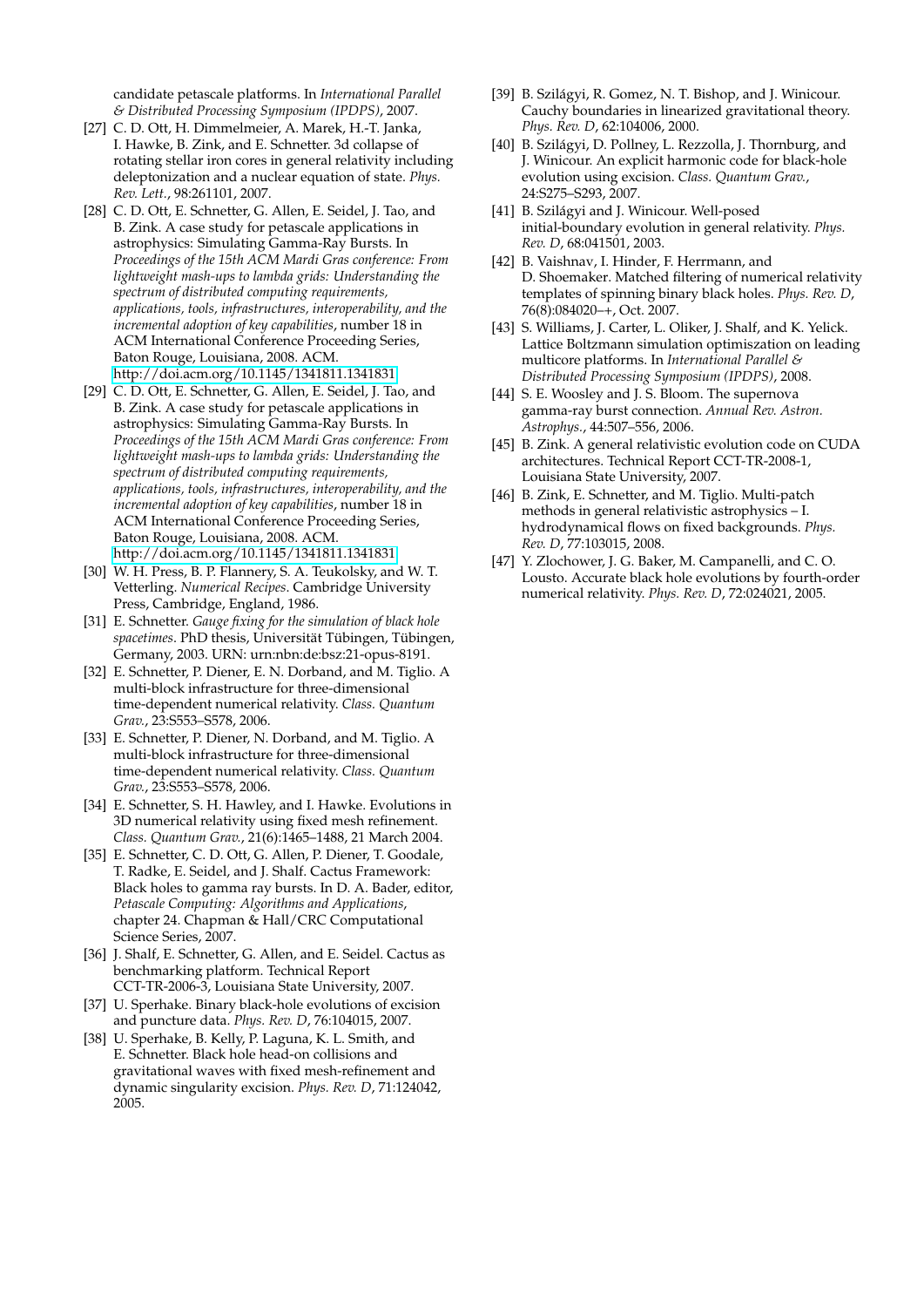candidate petascale platforms. In *International Parallel & Distributed Processing Symposium (IPDPS)*, 2007.

[27] C. D. Ott, H. Dimmelmeier, A. Marek, H.-T. Janka, I. Hawke, B. Zink, and E. Schnetter. 3d collapse of rotating stellar iron cores in general relativity including deleptonization and a nuclear equation of state. *Phys. Rev. Lett.*, 98:261101, 2007.

[28] C. D. Ott, E. Schnetter, G. Allen, E. Seidel, J. Tao, and B. Zink. A case study for petascale applications in astrophysics: Simulating Gamma-Ray Bursts. In *Proceedings of the 15th ACM Mardi Gras conference: From lightweight mash-ups to lambda grids: Understanding the spectrum of distributed computing requirements, applications, tools, infrastructures, interoperability, and the incremental adoption of key capabilities*, number 18 in ACM International Conference Proceeding Series, Baton Rouge, Louisiana, 2008. ACM. http://doi.acm.org/10.1145/1341811.1341831.

[29] C. D. Ott, E. Schnetter, G. Allen, E. Seidel, J. Tao, and B. Zink. A case study for petascale applications in astrophysics: Simulating Gamma-Ray Bursts. In *Proceedings of the 15th ACM Mardi Gras conference: From lightweight mash-ups to lambda grids: Understanding the spectrum of distributed computing requirements, applications, tools, infrastructures, interoperability, and the incremental adoption of key capabilities*, number 18 in ACM International Conference Proceeding Series, Baton Rouge, Louisiana, 2008. ACM. http://doi.acm.org/10.1145/1341811.1341831.

[30] W. H. Press, B. P. Flannery, S. A. Teukolsky, and W. T. Vetterling. *Numerical Recipes*. Cambridge University Press, Cambridge, England, 1986.

[31] E. Schnetter. *Gauge fixing for the simulation of black hole spacetimes*. PhD thesis, Universität Tübingen, Tübingen, Germany, 2003. URN: urn:nbn:de:bsz:21-opus-8191.

[32] E. Schnetter, P. Diener, E. N. Dorband, and M. Tiglio. A multi-block infrastructure for three-dimensional time-dependent numerical relativity. *Class. Quantum Grav.*, 23:S553–S578, 2006.

[33] E. Schnetter, P. Diener, N. Dorband, and M. Tiglio. A multi-block infrastructure for three-dimensional time-dependent numerical relativity. *Class. Quantum Grav.*, 23:S553–S578, 2006.

[34] E. Schnetter, S. H. Hawley, and I. Hawke. Evolutions in 3D numerical relativity using fixed mesh refinement. *Class. Quantum Grav.*, 21(6):1465–1488, 21 March 2004.

[35] E. Schnetter, C. D. Ott, G. Allen, P. Diener, T. Goodale, T. Radke, E. Seidel, and J. Shalf. Cactus Framework: Black holes to gamma ray bursts. In D. A. Bader, editor, *Petascale Computing: Algorithms and Applications*, chapter 24. Chapman & Hall/CRC Computational Science Series, 2007.

[36] J. Shalf, E. Schnetter, G. Allen, and E. Seidel. Cactus as benchmarking platform. Technical Report CCT-TR-2006-3, Louisiana State University, 2007.

[37] U. Sperhake. Binary black-hole evolutions of excision and puncture data. *Phys. Rev. D*, 76:104015, 2007.

[38] U. Sperhake, B. Kelly, P. Laguna, K. L. Smith, and E. Schnetter. Black hole head-on collisions and gravitational waves with fixed mesh-refinement and dynamic singularity excision. *Phys. Rev. D*, 71:124042, 2005.

[39] B. Szilágyi, R. Gomez, N. T. Bishop, and J. Winicour. Cauchy boundaries in linearized gravitational theory. *Phys. Rev. D*, 62:104006, 2000.

[40] B. Szilágyi, D. Pollney, L. Rezzolla, J. Thornburg, and J. Winicour. An explicit harmonic code for black-hole evolution using excision. *Class. Quantum Grav.*, 24:S275–S293, 2007.

[41] B. Szilágyi and J. Winicour. Well-posed initial-boundary evolution in general relativity. *Phys. Rev. D*, 68:041501, 2003.

[42] B. Vaishnav, I. Hinder, F. Herrmann, and D. Shoemaker. Matched filtering of numerical relativity templates of spinning binary black holes. *Phys. Rev. D*, 76(8):084020–+, Oct. 2007.

[43] S. Williams, J. Carter, L. Oliker, J. Shalf, and K. Yelick. Lattice Boltzmann simulation optimiszation on leading multicore platforms. In *International Parallel & Distributed Processing Symposium (IPDPS)*, 2008.

[44] S. E. Woosley and J. S. Bloom. The supernova gamma-ray burst connection. *Annual Rev. Astron. Astrophys.*, 44:507–556, 2006.

[45] B. Zink. A general relativistic evolution code on CUDA architectures. Technical Report CCT-TR-2008-1, Louisiana State University, 2007.

[46] B. Zink, E. Schnetter, and M. Tiglio. Multi-patch methods in general relativistic astrophysics – I. hydrodynamical flows on fixed backgrounds. *Phys. Rev. D*, 77:103015, 2008.

[47] Y. Zlochower, J. G. Baker, M. Campanelli, and C. O. Lousto. Accurate black hole evolutions by fourth-order numerical relativity. *Phys. Rev. D*, 72:024021, 2005.